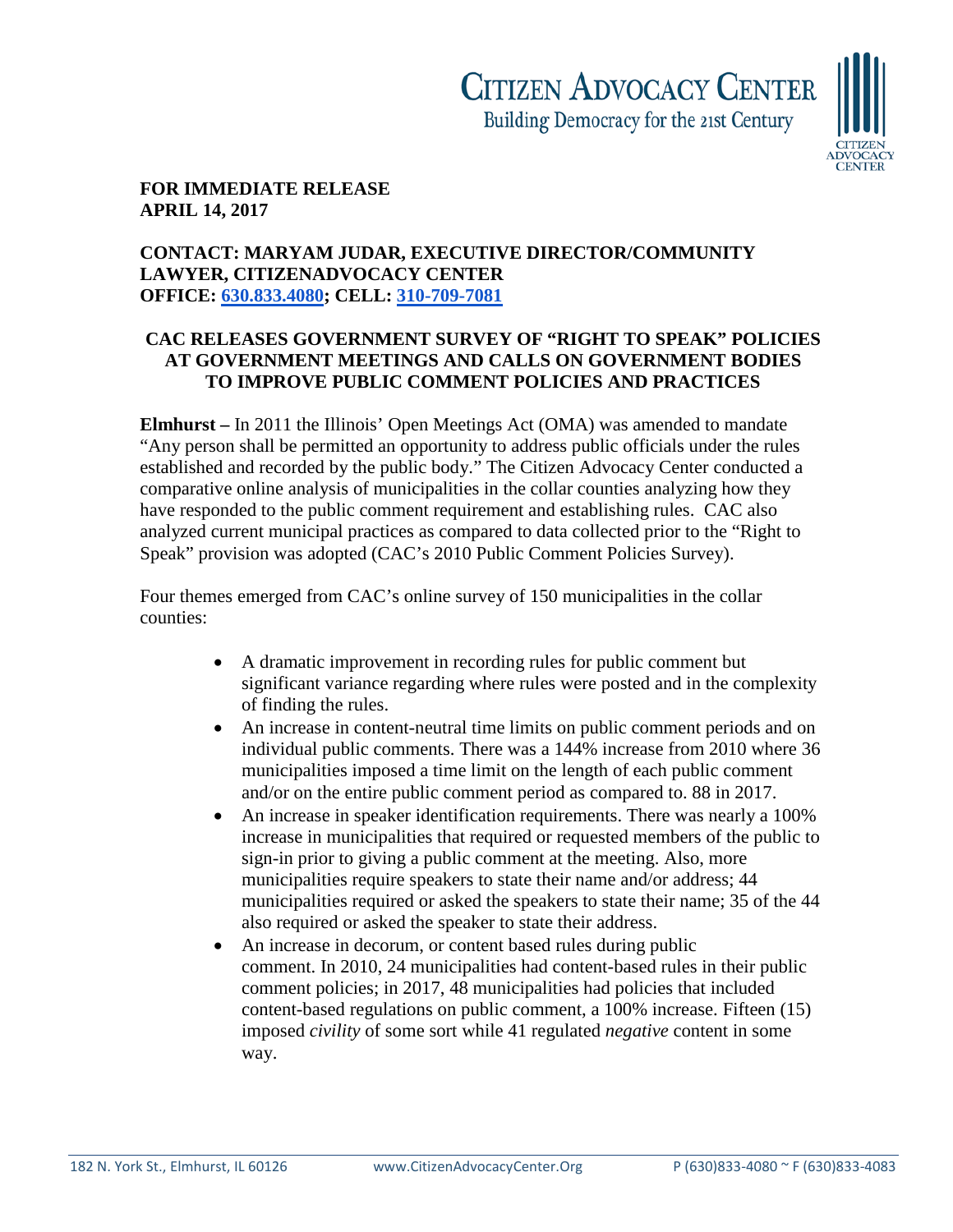**CITIZEN ADVOCACY CENTER**
Building Democracy for the 21st Century

**FOR IMMEDIATE RELEASE**
**APRIL 14, 2017**

**CONTACT: MARYAM JUDAR, EXECUTIVE DIRECTOR/COMMUNITY LAWYER, CITIZENADVOCACY CENTER**
**OFFICE: 630.833.4080; CELL: 310-709-7081**

## CAC RELEASES GOVERNMENT SURVEY OF "RIGHT TO SPEAK" POLICIES AT GOVERNMENT MEETINGS AND CALLS ON GOVERNMENT BODIES TO IMPROVE PUBLIC COMMENT POLICIES AND PRACTICES

**Elmhurst –** In 2011 the Illinois' Open Meetings Act (OMA) was amended to mandate "Any person shall be permitted an opportunity to address public officials under the rules established and recorded by the public body." The Citizen Advocacy Center conducted a comparative online analysis of municipalities in the collar counties analyzing how they have responded to the public comment requirement and establishing rules. CAC also analyzed current municipal practices as compared to data collected prior to the "Right to Speak" provision was adopted (CAC's 2010 Public Comment Policies Survey).

Four themes emerged from CAC's online survey of 150 municipalities in the collar counties:

- A dramatic improvement in recording rules for public comment but significant variance regarding where rules were posted and in the complexity of finding the rules.
- An increase in content-neutral time limits on public comment periods and on individual public comments. There was a 144% increase from 2010 where 36 municipalities imposed a time limit on the length of each public comment and/or on the entire public comment period as compared to. 88 in 2017.
- An increase in speaker identification requirements. There was nearly a 100% increase in municipalities that required or requested members of the public to sign-in prior to giving a public comment at the meeting. Also, more municipalities require speakers to state their name and/or address; 44 municipalities required or asked the speakers to state their name; 35 of the 44 also required or asked the speaker to state their address.
- An increase in decorum, or content based rules during public comment. In 2010, 24 municipalities had content-based rules in their public comment policies; in 2017, 48 municipalities had policies that included content-based regulations on public comment, a 100% increase. Fifteen (15) imposed *civility* of some sort while 41 regulated *negative* content in some way.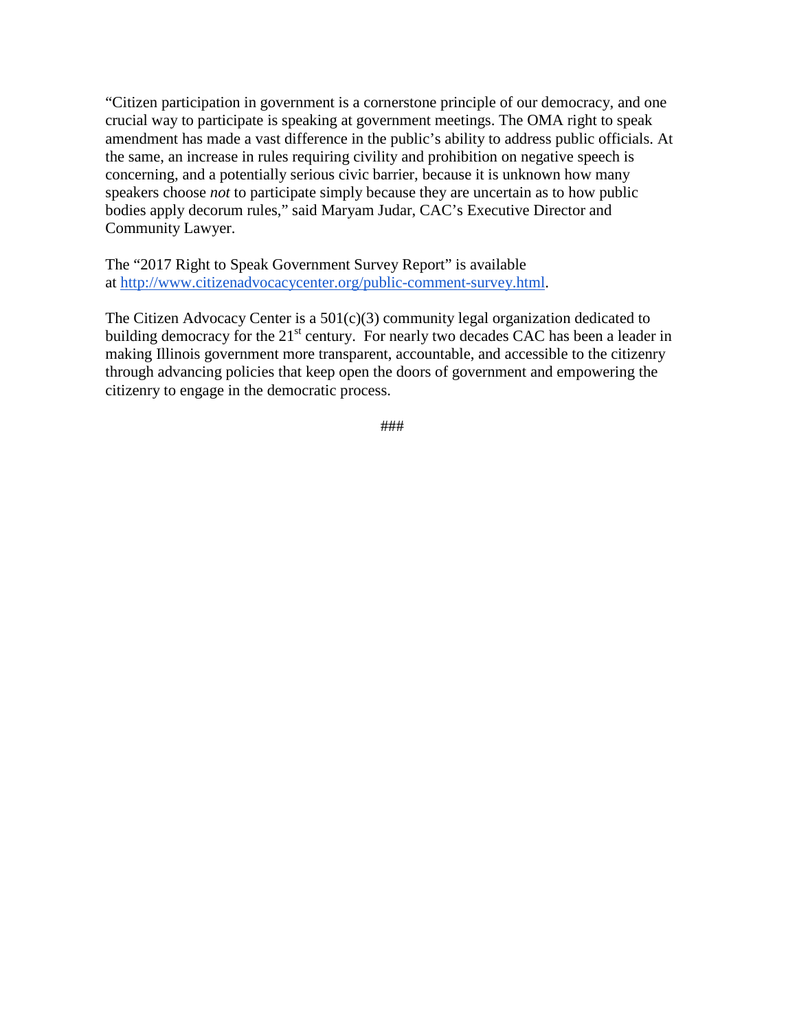"Citizen participation in government is a cornerstone principle of our democracy, and one crucial way to participate is speaking at government meetings. The OMA right to speak amendment has made a vast difference in the public's ability to address public officials. At the same, an increase in rules requiring civility and prohibition on negative speech is concerning, and a potentially serious civic barrier, because it is unknown how many speakers choose *not* to participate simply because they are uncertain as to how public bodies apply decorum rules," said Maryam Judar, CAC's Executive Director and Community Lawyer.

The "2017 Right to Speak Government Survey Report" is available at [http://www.citizenadvocacycenter.org/public-comment-survey.html](http://www.citizenadvocacycenter.org/public-comment-survey.html).

The Citizen Advocacy Center is a 501(c)(3) community legal organization dedicated to building democracy for the 21st century. For nearly two decades CAC has been a leader in making Illinois government more transparent, accountable, and accessible to the citizenry through advancing policies that keep open the doors of government and empowering the citizenry to engage in the democratic process.

###